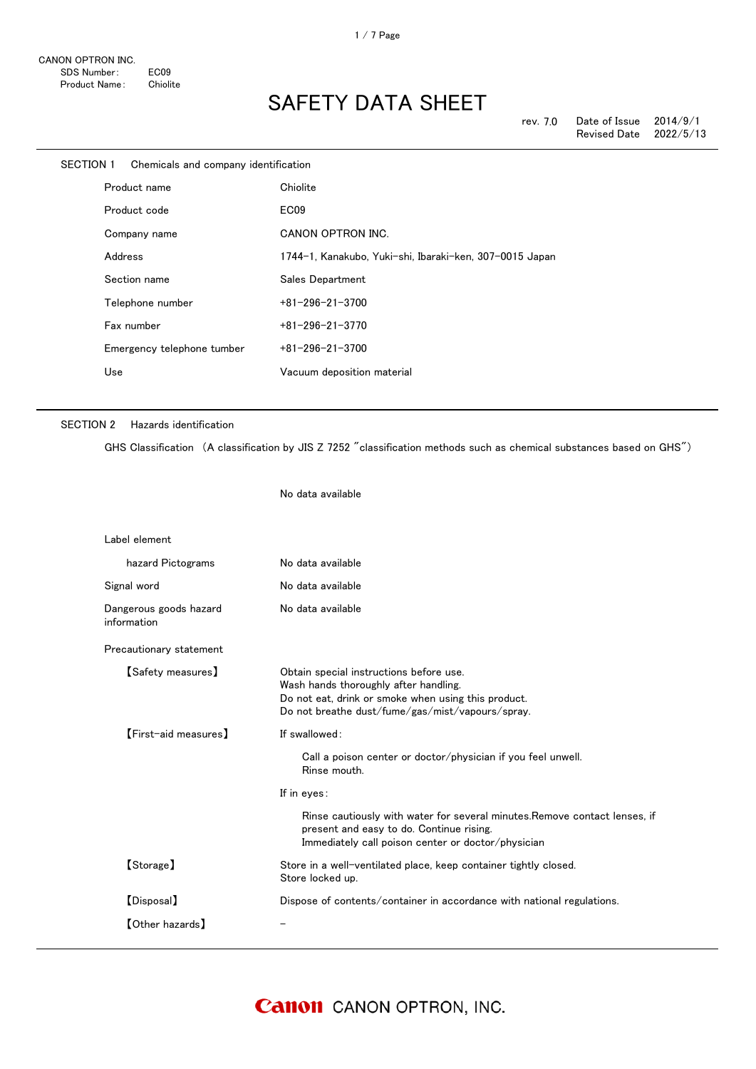CANON OPTRON INC.
SDS Number: EC09
Product Name: Chiolite

# SAFETY DATA SHEET

rev. 7.0 Date of Issue 2014/9/1
Revised Date 2022/5/13

## SECTION 1 Chemicals and company identification

| | |
|---|---|
| Product name | Chiolite |
| Product code | EC09 |
| Company name | CANON OPTRON INC. |
| Address | 1744-1, Kanakubo, Yuki-shi, Ibaraki-ken, 307-0015 Japan |
| Section name | Sales Department |
| Telephone number | +81-296-21-3700 |
| Fax number | +81-296-21-3770 |
| Emergency telephone tumber | +81-296-21-3700 |
| Use | Vacuum deposition material |

## SECTION 2 Hazards identification

GHS Classification （A classification by JIS Z 7252 "classification methods such as chemical substances based on GHS"）

No data available

Label element

| | |
|---|---|
| hazard Pictograms | No data available |
| Signal word | No data available |
| Dangerous goods hazard information | No data available |

Precautionary statement

【Safety measures】

Obtain special instructions before use.
Wash hands thoroughly after handling.
Do not eat, drink or smoke when using this product.
Do not breathe dust/fume/gas/mist/vapours/spray.

【First-aid measures】

If swallowed:

Call a poison center or doctor/physician if you feel unwell.
Rinse mouth.

If in eyes:

Rinse cautiously with water for several minutes.Remove contact lenses, if present and easy to do. Continue rising.
Immediately call poison center or doctor/physician

【Storage】

Store in a well-ventilated place, keep container tightly closed.
Store locked up.

【Disposal】

Dispose of contents/container in accordance with national regulations.

【Other hazards】

-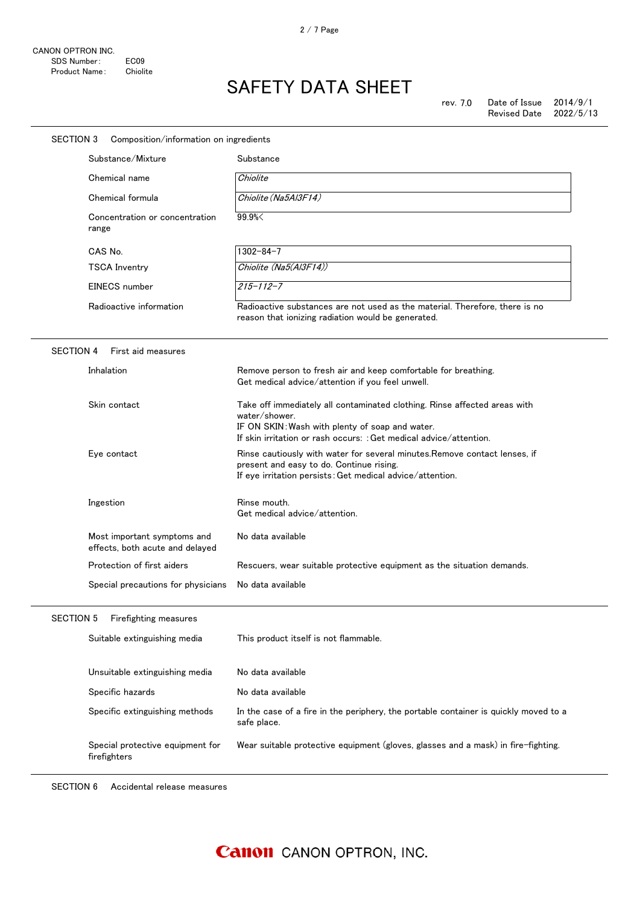CANON OPTRON INC.
SDS Number: EC09
Product Name: Chiolite

# SAFETY DATA SHEET

rev. 7.0 | Date of Issue 2014/9/1 | Revised Date 2022/5/13

## SECTION 3 Composition/information on ingredients

| | |
|---|---|
| Substance/Mixture | Substance |
| Chemical name | *Chiolite* |
| Chemical formula | *Chiolite ($Na_5Al_3F_{14}$)* |
| Concentration or concentration range | 99.9%< |
| CAS No. | 1302-84-7 |
| TSCA Inventry | *Chiolite ($Na_5(Al_3F_{14})$)* |
| EINECS number | *215-112-7* |
| Radioactive information | Radioactive substances are not used as the material. Therefore, there is no reason that ionizing radiation would be generated. |

## SECTION 4 First aid measures

| | |
|---|---|
| Inhalation | Remove person to fresh air and keep comfortable for breathing.<br>Get medical advice/attention if you feel unwell. |
| Skin contact | Take off immediately all contaminated clothing. Rinse affected areas with water/shower.<br>IF ON SKIN: Wash with plenty of soap and water.<br>If skin irritation or rash occurs: : Get medical advice/attention. |
| Eye contact | Rinse cautiously with water for several minutes.Remove contact lenses, if present and easy to do. Continue rising.<br>If eye irritation persists: Get medical advice/attention. |
| Ingestion | Rinse mouth.<br>Get medical advice/attention. |
| Most important symptoms and effects, both acute and delayed | No data available |
| Protection of first aiders | Rescuers, wear suitable protective equipment as the situation demands. |
| Special precautions for physicians | No data available |

## SECTION 5 Firefighting measures

| | |
|---|---|
| Suitable extinguishing media | This product itself is not flammable. |
| Unsuitable extinguishing media | No data available |
| Specific hazards | No data available |
| Specific extinguishing methods | In the case of a fire in the periphery, the portable container is quickly moved to a safe place. |
| Special protective equipment for firefighters | Wear suitable protective equipment (gloves, glasses and a mask) in fire-fighting. |

## SECTION 6 Accidental release measures

Canon CANON OPTRON, INC.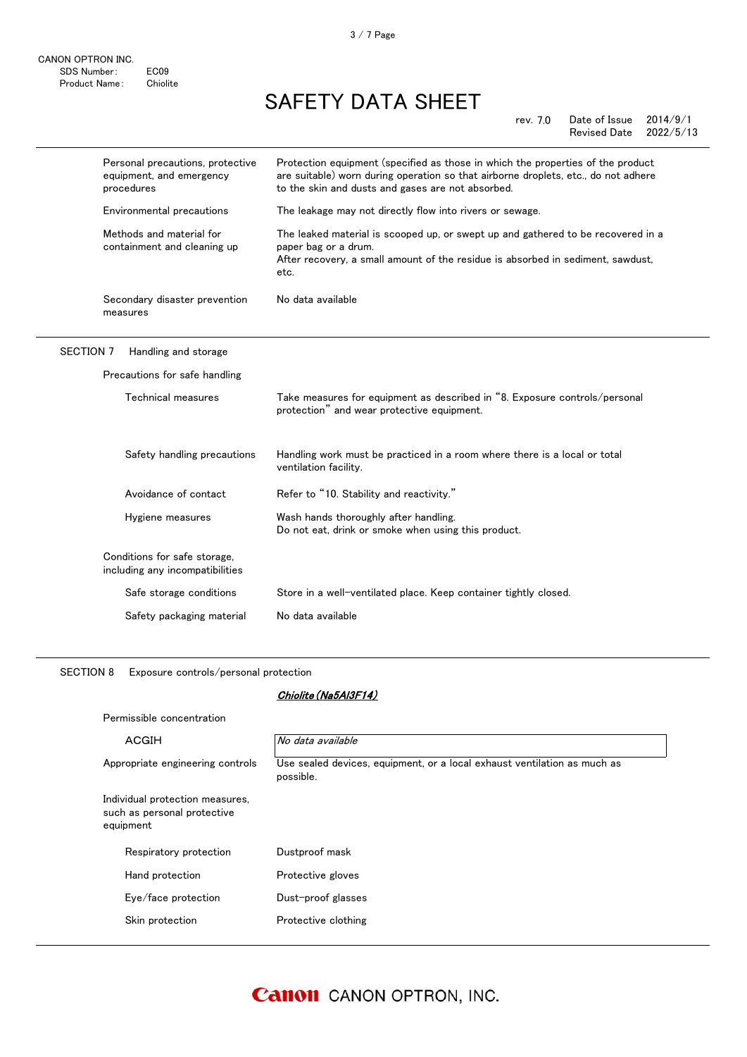| | |
|---|---|
| Personal precautions, protective equipment, and emergency procedures | Protection equipment (specified as those in which the properties of the product are suitable) worn during operation so that airborne droplets, etc., do not adhere to the skin and dusts and gases are not absorbed. |
| Environmental precautions | The leakage may not directly flow into rivers or sewage. |
| Methods and material for containment and cleaning up | The leaked material is scooped up, or swept up and gathered to be recovered in a paper bag or a drum.<br>After recovery, a small amount of the residue is absorbed in sediment, sawdust, etc. |
| Secondary disaster prevention measures | No data available |

## SECTION 7 Handling and storage

**Precautions for safe handling**

| | |
|---|---|
| Technical measures | Take measures for equipment as described in "8. Exposure controls/personal protection" and wear protective equipment. |
| Safety handling precautions | Handling work must be practiced in a room where there is a local or total ventilation facility. |
| Avoidance of contact | Refer to "10. Stability and reactivity." |
| Hygiene measures | Wash hands thoroughly after handling.<br>Do not eat, drink or smoke when using this product. |

**Conditions for safe storage, including any incompatibilities**

| | |
|---|---|
| Safe storage conditions | Store in a well-ventilated place. Keep container tightly closed. |
| Safety packaging material | No data available |

## SECTION 8 Exposure controls/personal protection

***Chiolite ($Na_5Al_3F_{14}$)***

**Permissible concentration**

| | |
|---|---|
| ACGIH | *No data available* |
| Appropriate engineering controls | Use sealed devices, equipment, or a local exhaust ventilation as much as possible. |

**Individual protection measures, such as personal protective equipment**

| | |
|---|---|
| Respiratory protection | Dustproof mask |
| Hand protection | Protective gloves |
| Eye/face protection | Dust-proof glasses |
| Skin protection | Protective clothing |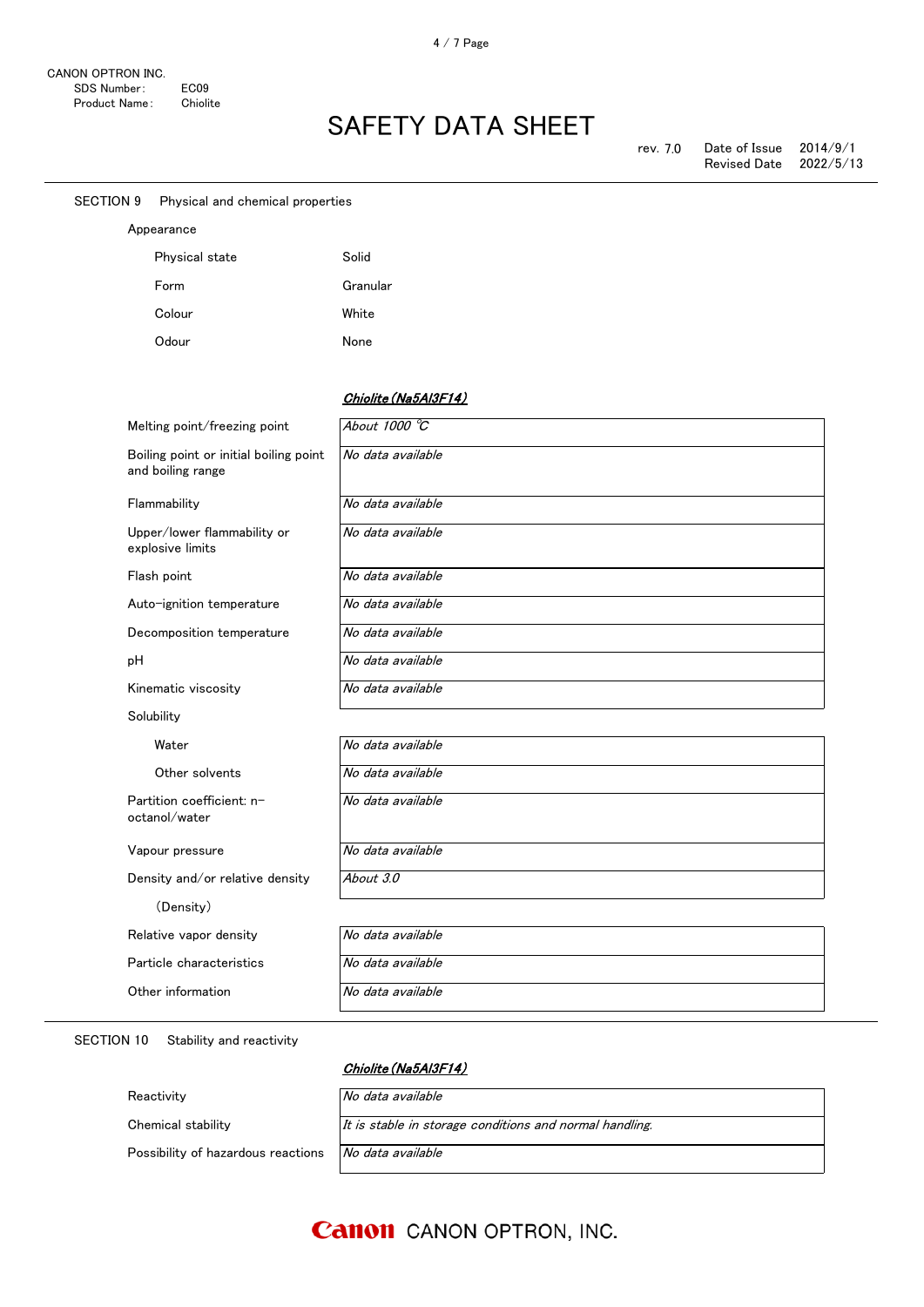CANON OPTRON INC.
SDS Number: EC09
Product Name: Chiolite

# SAFETY DATA SHEET

rev. 7.0 Date of Issue 2014/9/1
Revised Date 2022/5/13

## SECTION 9 Physical and chemical properties

### Appearance

| | |
|---|---|
| Physical state | Solid |
| Form | Granular |
| Colour | White |
| Odour | None |

| | ***Chiolite (Na5Al3F14)*** |
|---|---|
| Melting point/freezing point | *About 1000 ℃* |
| Boiling point or initial boiling point and boiling range | *No data available* |
| Flammability | *No data available* |
| Upper/lower flammability or explosive limits | *No data available* |
| Flash point | *No data available* |
| Auto-ignition temperature | *No data available* |
| Decomposition temperature | *No data available* |
| pH | *No data available* |
| Kinematic viscosity | *No data available* |
| Solubility | |
| Water | *No data available* |
| Other solvents | *No data available* |
| Partition coefficient: n-octanol/water | *No data available* |
| Vapour pressure | *No data available* |
| Density and/or relative density (Density) | *About 3.0* |
| Relative vapor density | *No data available* |
| Particle characteristics | *No data available* |
| Other information | *No data available* |

## SECTION 10 Stability and reactivity

| | ***Chiolite (Na5Al3F14)*** |
|---|---|
| Reactivity | *No data available* |
| Chemical stability | *It is stable in storage conditions and normal handling.* |
| Possibility of hazardous reactions | *No data available* |

Canon CANON OPTRON, INC.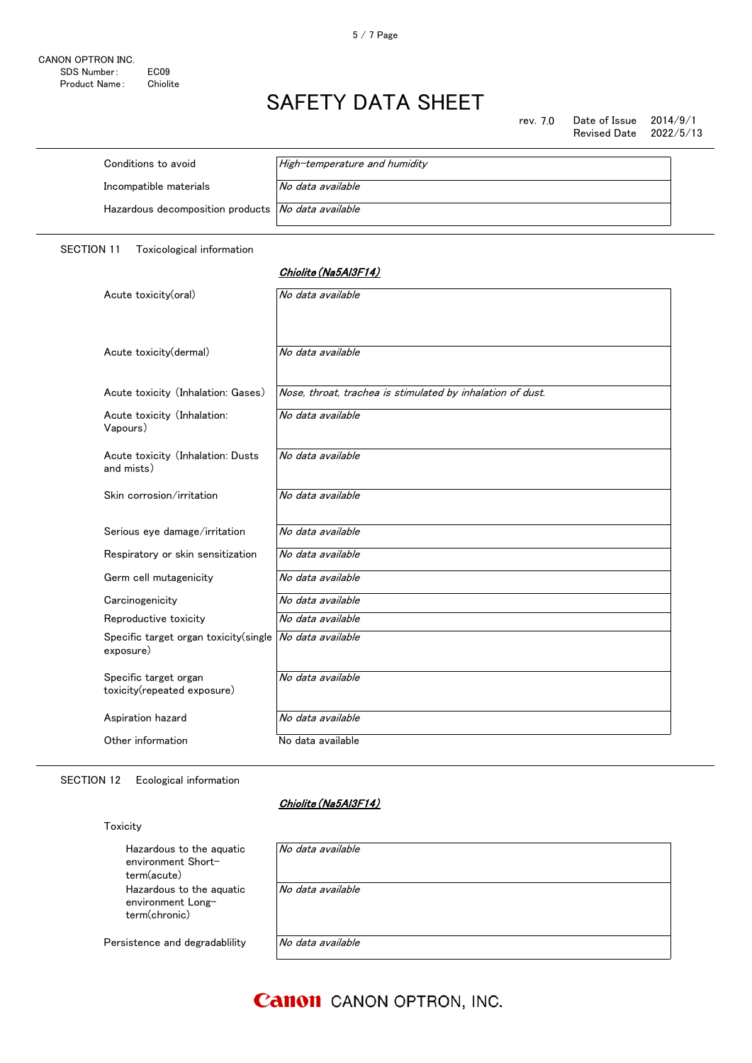| | |
|---|---|
| Conditions to avoid | *High-temperature and humidity* |
| Incompatible materials | *No data available* |
| Hazardous decomposition products | *No data available* |

## SECTION 11 Toxicological information

| | ***Chiolite ($Na_5Al_3F_{14}$)*** |
|---|---|
| Acute toxicity(oral) | *No data available* |
| Acute toxicity(dermal) | *No data available* |
| Acute toxicity (Inhalation: Gases) | *Nose, throat, trachea is stimulated by inhalation of dust.* |
| Acute toxicity (Inhalation: Vapours) | *No data available* |
| Acute toxicity (Inhalation: Dusts and mists) | *No data available* |
| Skin corrosion/irritation | *No data available* |
| Serious eye damage/irritation | *No data available* |
| Respiratory or skin sensitization | *No data available* |
| Germ cell mutagenicity | *No data available* |
| Carcinogenicity | *No data available* |
| Reproductive toxicity | *No data available* |
| Specific target organ toxicity(single exposure) | *No data available* |
| Specific target organ toxicity(repeated exposure) | *No data available* |
| Aspiration hazard | *No data available* |
| Other information | No data available |

## SECTION 12 Ecological information

| | ***Chiolite ($Na_5Al_3F_{14}$)*** |
|---|---|
| Toxicity | |
| Hazardous to the aquatic environment Short-term(acute) | *No data available* |
| Hazardous to the aquatic environment Long-term(chronic) | *No data available* |
| Persistence and degradablility | *No data available* |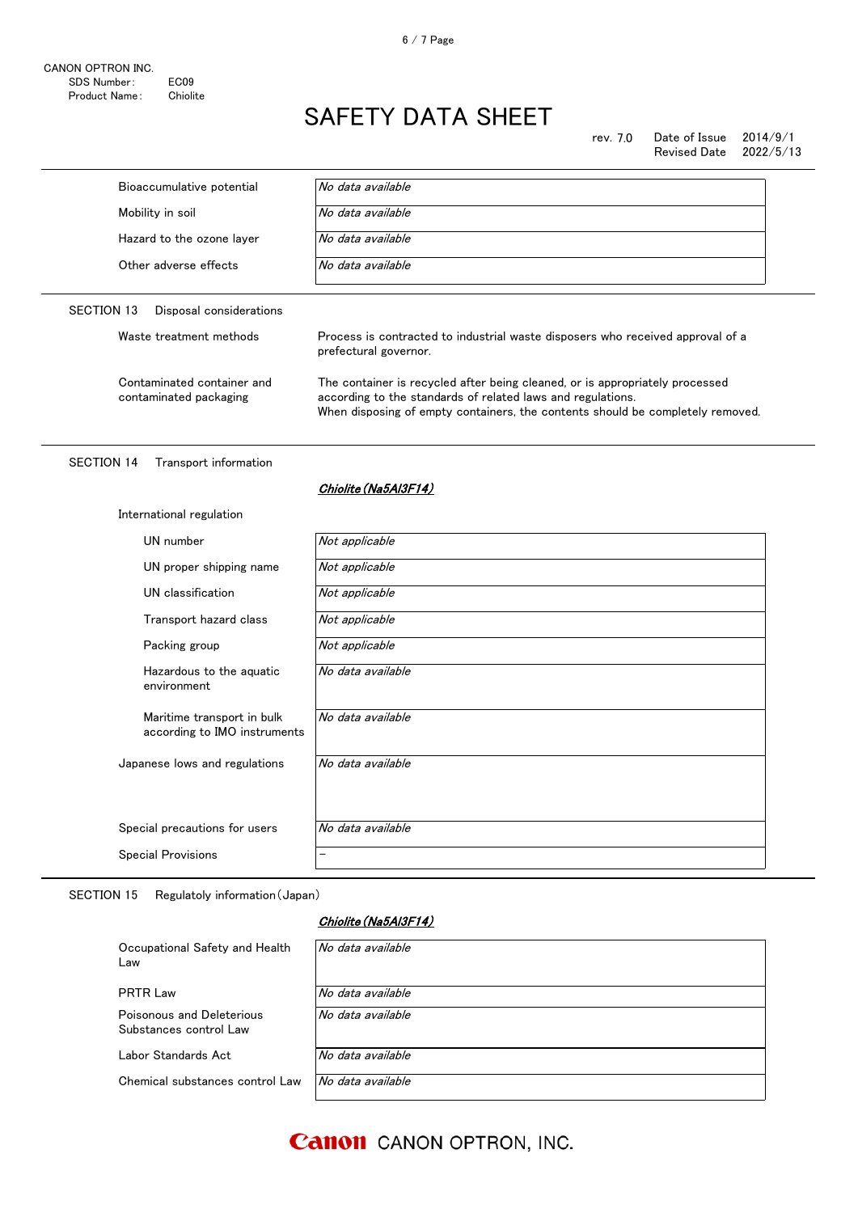| | |
|---|---|
| Bioaccumulative potential | *No data available* |
| Mobility in soil | *No data available* |
| Hazard to the ozone layer | *No data available* |
| Other adverse effects | *No data available* |

## SECTION 13　Disposal considerations

| | |
|---|---|
| Waste treatment methods | Process is contracted to industrial waste disposers who received approval of a prefectural governor. |
| Contaminated container and contaminated packaging | The container is recycled after being cleaned, or is appropriately processed according to the standards of related laws and regulations. When disposing of empty containers, the contents should be completely removed. |

## SECTION 14　Transport information

***Chiolite ($Na_5Al_3F_{14}$)***

International regulation

| | |
|---|---|
| UN number | *Not applicable* |
| UN proper shipping name | *Not applicable* |
| UN classification | *Not applicable* |
| Transport hazard class | *Not applicable* |
| Packing group | *Not applicable* |
| Hazardous to the aquatic environment | *No data available* |
| Maritime transport in bulk according to IMO instruments | *No data available* |
| Japanese lows and regulations | *No data available* |
| Special precautions for users | *No data available* |
| Special Provisions | － |

## SECTION 15　Regulatoly information（Japan）

***Chiolite ($Na_5Al_3F_{14}$)***

| | |
|---|---|
| Occupational Safety and Health Law | *No data available* |
| PRTR Law | *No data available* |
| Poisonous and Deleterious Substances control Law | *No data available* |
| Labor Standards Act | *No data available* |
| Chemical substances control Law | *No data available* |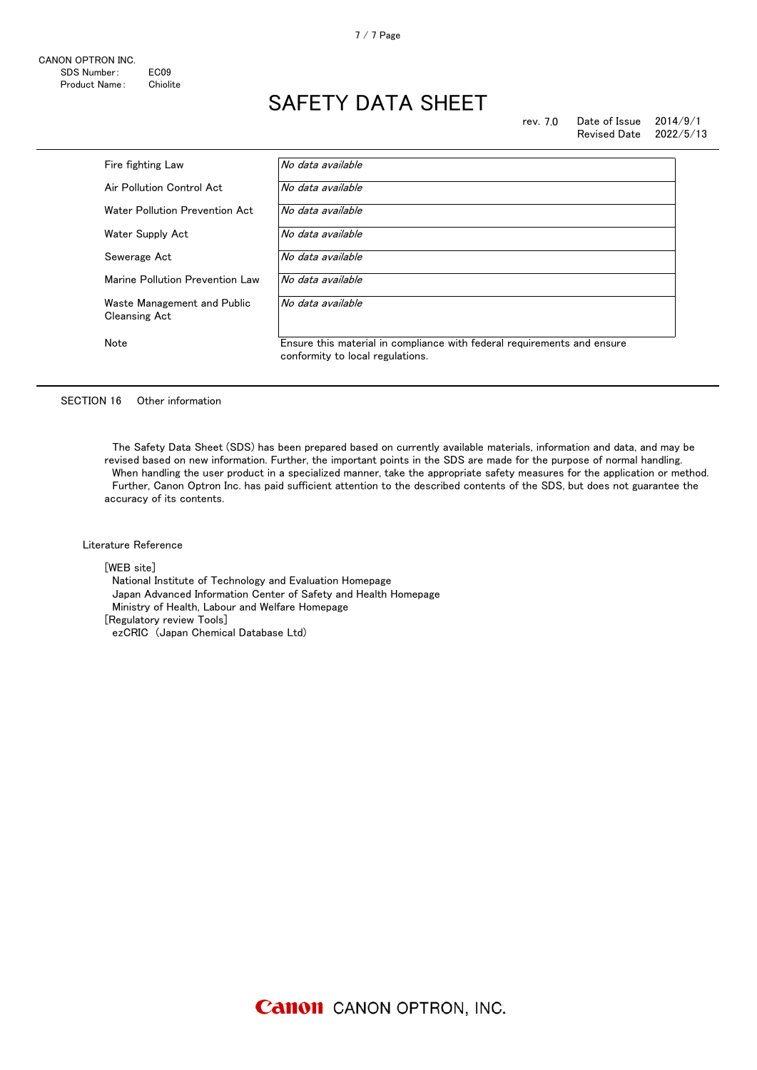CANON OPTRON INC.
SDS Number: EC09
Product Name: Chiolite

# SAFETY DATA SHEET

rev. 7.0 Date of Issue 2014/9/1
Revised Date 2022/5/13

| | |
|---|---|
| Fire fighting Law | *No data available* |
| Air Pollution Control Act | *No data available* |
| Water Pollution Prevention Act | *No data available* |
| Water Supply Act | *No data available* |
| Sewerage Act | *No data available* |
| Marine Pollution Prevention Law | *No data available* |
| Waste Management and Public Cleansing Act | *No data available* |
| Note | Ensure this material in compliance with federal requirements and ensure conformity to local regulations. |

## SECTION 16 Other information

The Safety Data Sheet (SDS) has been prepared based on currently available materials, information and data, and may be revised based on new information. Further, the important points in the SDS are made for the purpose of normal handling.
When handling the user product in a specialized manner, take the appropriate safety measures for the application or method.
Further, Canon Optron Inc. has paid sufficient attention to the described contents of the SDS, but does not guarantee the accuracy of its contents.

### Literature Reference

[WEB site]
National Institute of Technology and Evaluation Homepage
Japan Advanced Information Center of Safety and Health Homepage
Ministry of Health, Labour and Welfare Homepage
[Regulatory review Tools]
ezCRIC（Japan Chemical Database Ltd）

Canon CANON OPTRON, INC.